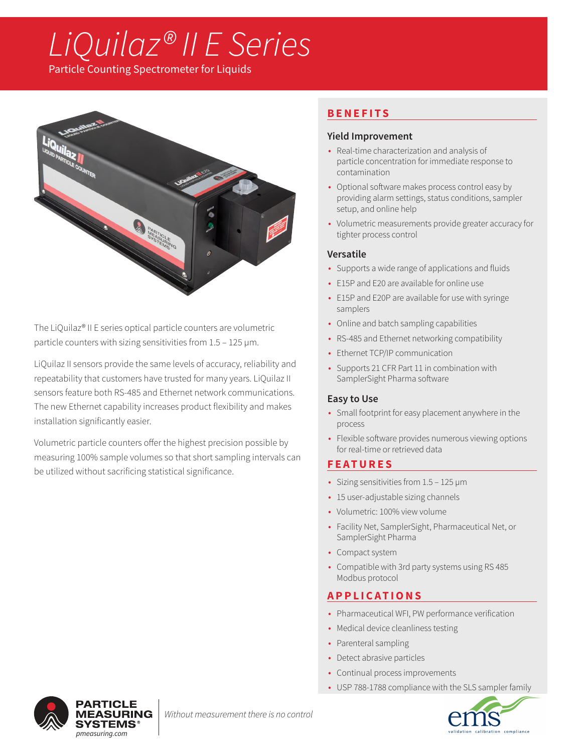# LiQuilaz® II E Series

Particle Counting Spectrometer for Liquids

The LiQuilaz® II E series optical particle counters are volumetric particle counters with sizing sensitivities from 1.5 – 125 µm.

LiQuilaz II sensors provide the same levels of accuracy, reliability and repeatability that customers have trusted for many years. LiQuilaz II sensors feature both RS-485 and Ethernet network communications. The new Ethernet capability increases product flexibility and makes installation significantly easier.

Volumetric particle counters offer the highest precision possible by measuring 100% sample volumes so that short sampling intervals can be utilized without sacrificing statistical significance.

## BENEFITS

### Yield Improvement

- Real-time characterization and analysis of particle concentration for immediate response to contamination
- Optional software makes process control easy by providing alarm settings, status conditions, sampler setup, and online help
- Volumetric measurements provide greater accuracy for tighter process control

### Versatile

- Supports a wide range of applications and fluids
- E15P and E20 are available for online use
- E15P and E20P are available for use with syringe samplers
- Online and batch sampling capabilities
- RS-485 and Ethernet networking compatibility
- Ethernet TCP/IP communication
- Supports 21 CFR Part 11 in combination with SamplerSight Pharma software

### Easy to Use

- Small footprint for easy placement anywhere in the process
- Flexible software provides numerous viewing options for real-time or retrieved data

## FEATURES

- Sizing sensitivities from 1.5 – 125 µm
- 15 user-adjustable sizing channels
- Volumetric: 100% view volume
- Facility Net, SamplerSight, Pharmaceutical Net, or SamplerSight Pharma
- Compact system
- Compatible with 3rd party systems using RS 485 Modbus protocol

## APPLICATIONS

- Pharmaceutical WFI, PW performance verification
- Medical device cleanliness testing
- Parenteral sampling
- Detect abrasive particles
- Continual process improvements
- USP 788-1788 compliance with the SLS sampler family

PARTICLE MEASURING SYSTEMS® pmeasuring.com

*Without measurement there is no control*

ems validation calibration compliance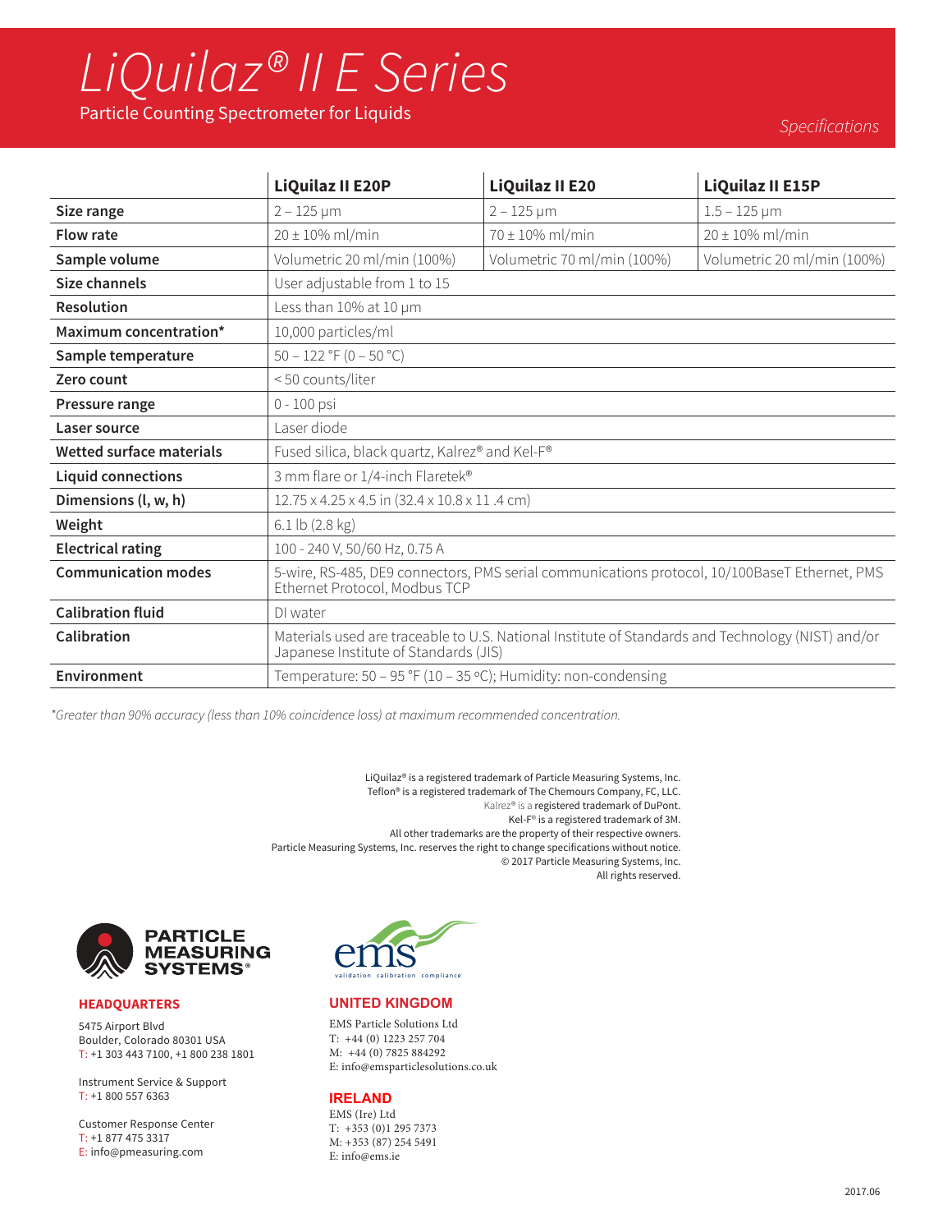# LiQuilaz® II E Series

Particle Counting Spectrometer for Liquids

*Specifications*

| | LiQuilaz II E20P | LiQuilaz II E20 | LiQuilaz II E15P |
|---|---|---|---|
| **Size range** | 2 – 125 µm | 2 – 125 µm | 1.5 – 125 µm |
| **Flow rate** | 20 ± 10% ml/min | 70 ± 10% ml/min | 20 ± 10% ml/min |
| **Sample volume** | Volumetric 20 ml/min (100%) | Volumetric 70 ml/min (100%) | Volumetric 20 ml/min (100%) |
| **Size channels** | User adjustable from 1 to 15 | | |
| **Resolution** | Less than 10% at 10 µm | | |
| **Maximum concentration*** | 10,000 particles/ml | | |
| **Sample temperature** | 50 – 122 °F (0 – 50 °C) | | |
| **Zero count** | < 50 counts/liter | | |
| **Pressure range** | 0 - 100 psi | | |
| **Laser source** | Laser diode | | |
| **Wetted surface materials** | Fused silica, black quartz, Kalrez® and Kel-F® | | |
| **Liquid connections** | 3 mm flare or 1/4-inch Flaretek® | | |
| **Dimensions (l, w, h)** | 12.75 x 4.25 x 4.5 in (32.4 x 10.8 x 11 .4 cm) | | |
| **Weight** | 6.1 lb (2.8 kg) | | |
| **Electrical rating** | 100 - 240 V, 50/60 Hz, 0.75 A | | |
| **Communication modes** | 5-wire, RS-485, DE9 connectors, PMS serial communications protocol, 10/100BaseT Ethernet, PMS Ethernet Protocol, Modbus TCP | | |
| **Calibration fluid** | DI water | | |
| **Calibration** | Materials used are traceable to U.S. National Institute of Standards and Technology (NIST) and/or Japanese Institute of Standards (JIS) | | |
| **Environment** | Temperature: 50 – 95 °F (10 – 35 °C); Humidity: non-condensing | | |

*\*Greater than 90% accuracy (less than 10% coincidence loss) at maximum recommended concentration.*

LiQuilaz® is a registered trademark of Particle Measuring Systems, Inc.
Teflon® is a registered trademark of The Chemours Company, FC, LLC.
Kalrez® is a registered trademark of DuPont.
Kel-F® is a registered trademark of 3M.
All other trademarks are the property of their respective owners.
Particle Measuring Systems, Inc. reserves the right to change specifications without notice.
© 2017 Particle Measuring Systems, Inc.
All rights reserved.

PARTICLE MEASURING SYSTEMS®

**HEADQUARTERS**

5475 Airport Blvd
Boulder, Colorado 80301 USA
T: +1 303 443 7100, +1 800 238 1801

Instrument Service & Support
T: +1 800 557 6363

Customer Response Center
T: +1 877 475 3317
E: info@pmeasuring.com

ems validation calibration compliance

**UNITED KINGDOM**

EMS Particle Solutions Ltd
T: +44 (0) 1223 257 704
M: +44 (0) 7825 884292
E: info@emsparticlesolutions.co.uk

**IRELAND**

EMS (Ire) Ltd
T: +353 (0)1 295 7373
M: +353 (87) 254 5491
E: info@ems.ie

2017.06